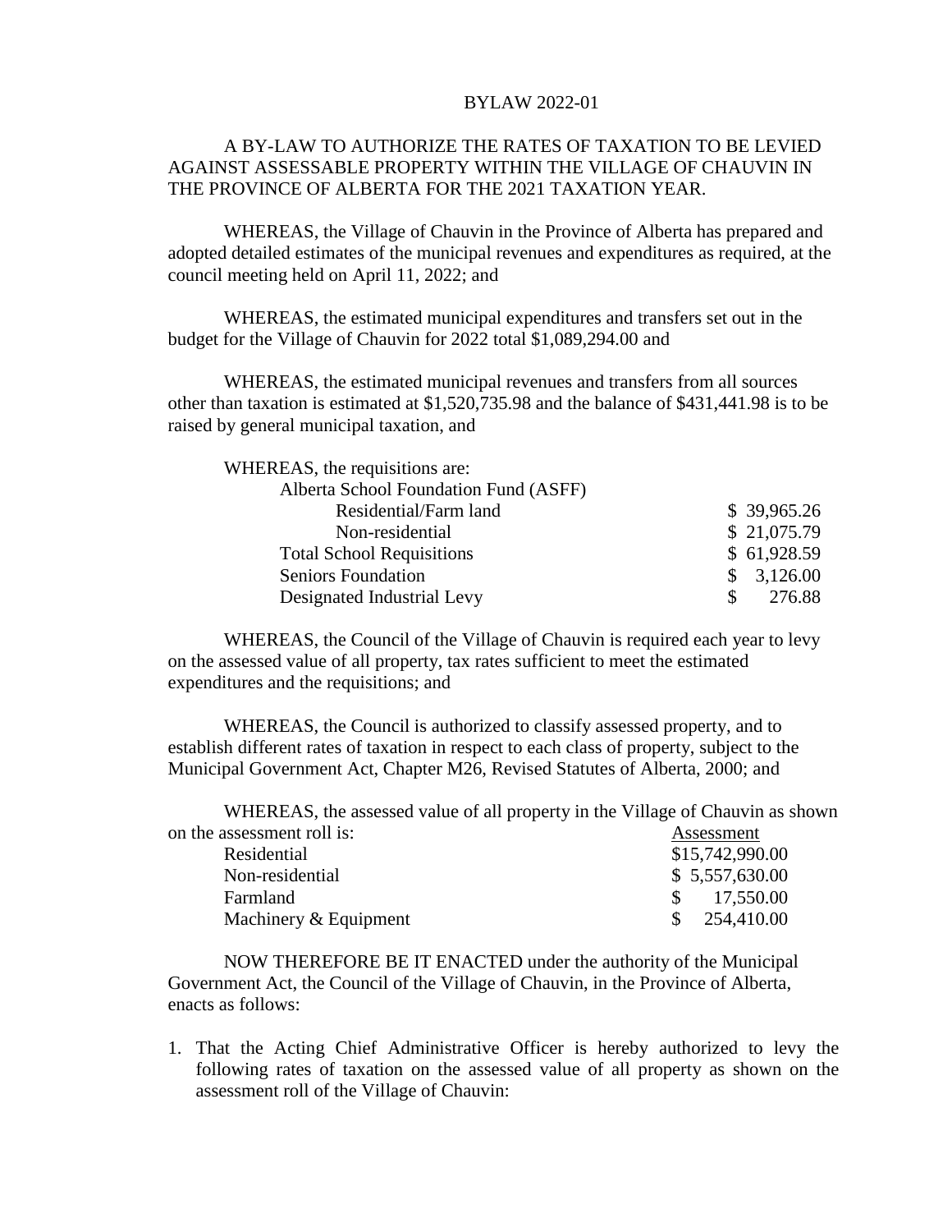# BYLAW 2022-01

A BY-LAW TO AUTHORIZE THE RATES OF TAXATION TO BE LEVIED AGAINST ASSESSABLE PROPERTY WITHIN THE VILLAGE OF CHAUVIN IN THE PROVINCE OF ALBERTA FOR THE 2021 TAXATION YEAR.

WHEREAS, the Village of Chauvin in the Province of Alberta has prepared and adopted detailed estimates of the municipal revenues and expenditures as required, at the council meeting held on April 11, 2022; and

WHEREAS, the estimated municipal expenditures and transfers set out in the budget for the Village of Chauvin for 2022 total $1,089,294.00 and

WHEREAS, the estimated municipal revenues and transfers from all sources other than taxation is estimated at $1,520,735.98 and the balance of $431,441.98 is to be raised by general municipal taxation, and

WHEREAS, the requisitions are:

| | |
|---|---|
| Alberta School Foundation Fund (ASFF) | |
| Residential/Farm land | $ 39,965.26 |
| Non-residential | $ 21,075.79 |
| Total School Requisitions | $ 61,928.59 |
| Seniors Foundation | $ 3,126.00 |
| Designated Industrial Levy | $ 276.88 |

WHEREAS, the Council of the Village of Chauvin is required each year to levy on the assessed value of all property, tax rates sufficient to meet the estimated expenditures and the requisitions; and

WHEREAS, the Council is authorized to classify assessed property, and to establish different rates of taxation in respect to each class of property, subject to the Municipal Government Act, Chapter M26, Revised Statutes of Alberta, 2000; and

WHEREAS, the assessed value of all property in the Village of Chauvin as shown on the assessment roll is:

| | Assessment |
|---|---|
| Residential | $15,742,990.00 |
| Non-residential | $ 5,557,630.00 |
| Farmland | $ 17,550.00 |
| Machinery & Equipment | $ 254,410.00 |

NOW THEREFORE BE IT ENACTED under the authority of the Municipal Government Act, the Council of the Village of Chauvin, in the Province of Alberta, enacts as follows:

1. That the Acting Chief Administrative Officer is hereby authorized to levy the following rates of taxation on the assessed value of all property as shown on the assessment roll of the Village of Chauvin: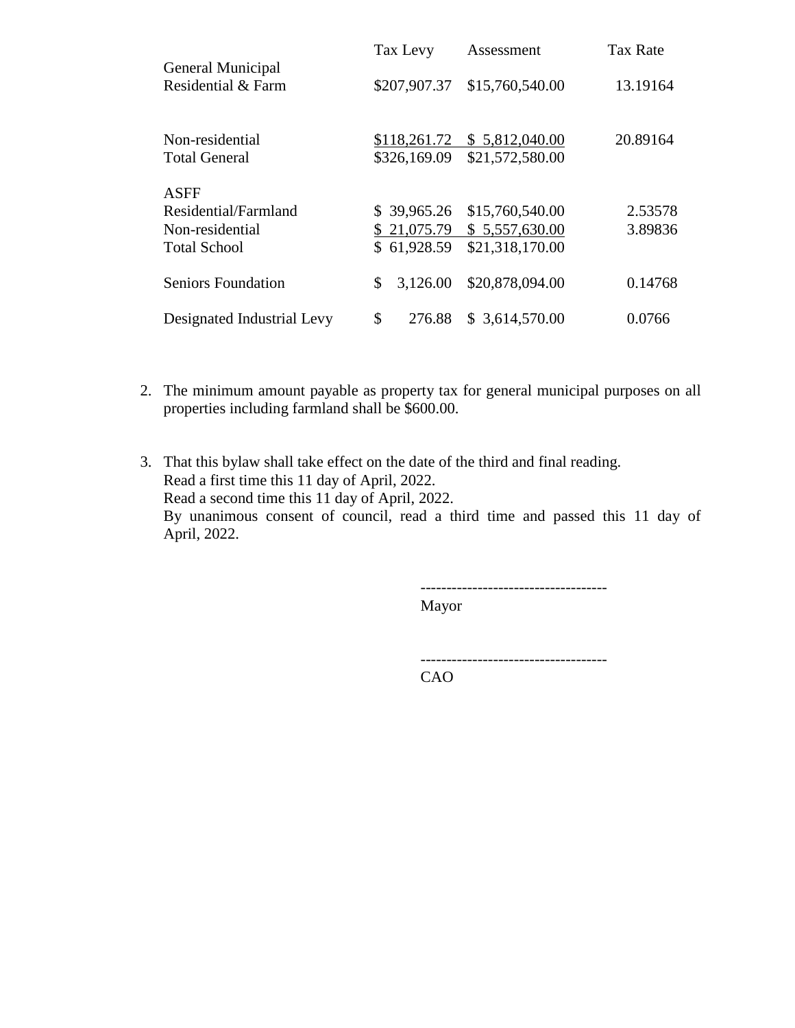| | Tax Levy | Assessment | Tax Rate |
|---|---|---|---|
| General Municipal | | | |
| Residential & Farm | $207,907.37 | $15,760,540.00 | 13.19164 |
| Non-residential | $118,261.72 | $ 5,812,040.00 | 20.89164 |
| Total General | $326,169.09 | $21,572,580.00 | |
| ASFF | | | |
| Residential/Farmland | $ 39,965.26 | $15,760,540.00 | 2.53578 |
| Non-residential | $ 21,075.79 | $ 5,557,630.00 | 3.89836 |
| Total School | $ 61,928.59 | $21,318,170.00 | |
| Seniors Foundation | $ 3,126.00 | $20,878,094.00 | 0.14768 |
| Designated Industrial Levy | $ 276.88 | $ 3,614,570.00 | 0.0766 |

2. The minimum amount payable as property tax for general municipal purposes on all properties including farmland shall be $600.00.

3. That this bylaw shall take effect on the date of the third and final reading.
   Read a first time this 11 day of April, 2022.
   Read a second time this 11 day of April, 2022.
   By unanimous consent of council, read a third time and passed this 11 day of April, 2022.

------------------------------------
Mayor

------------------------------------
CAO